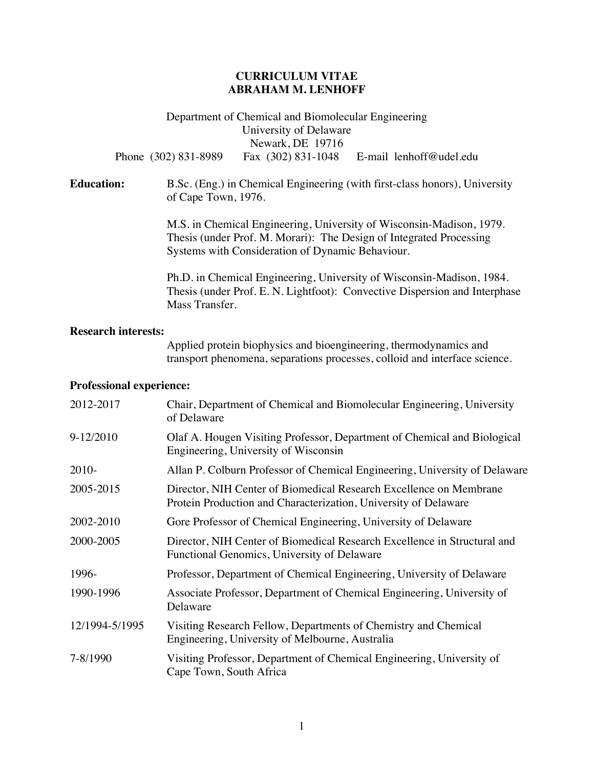# CURRICULUM VITAE
# ABRAHAM M. LENHOFF

Department of Chemical and Biomolecular Engineering
University of Delaware
Newark, DE 19716
Phone (302) 831-8989 Fax (302) 831-1048 E-mail lenhoff@udel.edu

**Education:**

B.Sc. (Eng.) in Chemical Engineering (with first-class honors), University of Cape Town, 1976.

M.S. in Chemical Engineering, University of Wisconsin-Madison, 1979. Thesis (under Prof. M. Morari): The Design of Integrated Processing Systems with Consideration of Dynamic Behaviour.

Ph.D. in Chemical Engineering, University of Wisconsin-Madison, 1984. Thesis (under Prof. E. N. Lightfoot): Convective Dispersion and Interphase Mass Transfer.

**Research interests:**

Applied protein biophysics and bioengineering, thermodynamics and transport phenomena, separations processes, colloid and interface science.

**Professional experience:**

| | |
|---|---|
| 2012-2017 | Chair, Department of Chemical and Biomolecular Engineering, University of Delaware |
| 9-12/2010 | Olaf A. Hougen Visiting Professor, Department of Chemical and Biological Engineering, University of Wisconsin |
| 2010- | Allan P. Colburn Professor of Chemical Engineering, University of Delaware |
| 2005-2015 | Director, NIH Center of Biomedical Research Excellence on Membrane Protein Production and Characterization, University of Delaware |
| 2002-2010 | Gore Professor of Chemical Engineering, University of Delaware |
| 2000-2005 | Director, NIH Center of Biomedical Research Excellence in Structural and Functional Genomics, University of Delaware |
| 1996- | Professor, Department of Chemical Engineering, University of Delaware |
| 1990-1996 | Associate Professor, Department of Chemical Engineering, University of Delaware |
| 12/1994-5/1995 | Visiting Research Fellow, Departments of Chemistry and Chemical Engineering, University of Melbourne, Australia |
| 7-8/1990 | Visiting Professor, Department of Chemical Engineering, University of Cape Town, South Africa |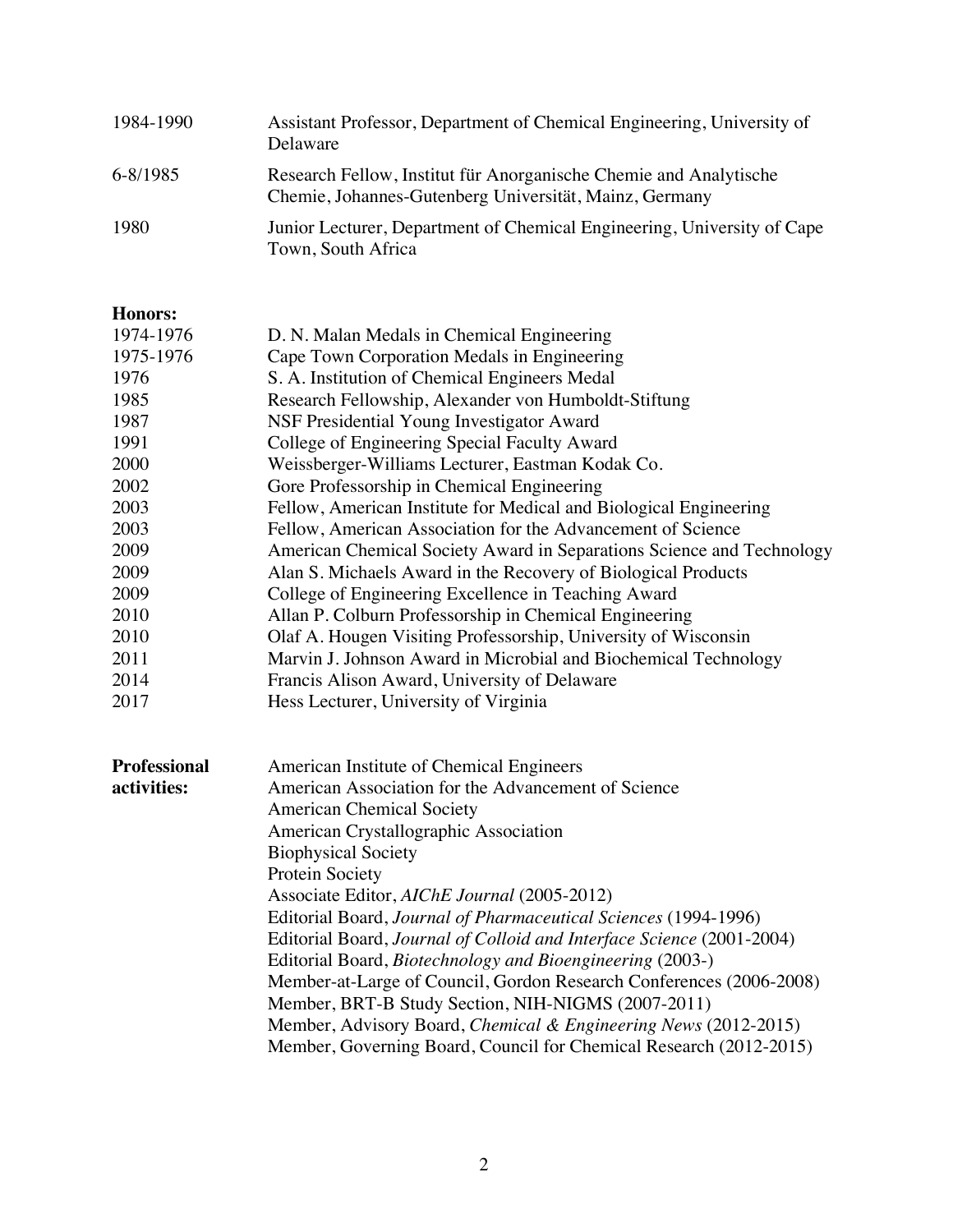| | |
|---|---|
| 1984-1990 | Assistant Professor, Department of Chemical Engineering, University of Delaware |
| 6-8/1985 | Research Fellow, Institut für Anorganische Chemie and Analytische Chemie, Johannes-Gutenberg Universität, Mainz, Germany |
| 1980 | Junior Lecturer, Department of Chemical Engineering, University of Cape Town, South Africa |

**Honors:**

| | |
|---|---|
| 1974-1976 | D. N. Malan Medals in Chemical Engineering |
| 1975-1976 | Cape Town Corporation Medals in Engineering |
| 1976 | S. A. Institution of Chemical Engineers Medal |
| 1985 | Research Fellowship, Alexander von Humboldt-Stiftung |
| 1987 | NSF Presidential Young Investigator Award |
| 1991 | College of Engineering Special Faculty Award |
| 2000 | Weissberger-Williams Lecturer, Eastman Kodak Co. |
| 2002 | Gore Professorship in Chemical Engineering |
| 2003 | Fellow, American Institute for Medical and Biological Engineering |
| 2003 | Fellow, American Association for the Advancement of Science |
| 2009 | American Chemical Society Award in Separations Science and Technology |
| 2009 | Alan S. Michaels Award in the Recovery of Biological Products |
| 2009 | College of Engineering Excellence in Teaching Award |
| 2010 | Allan P. Colburn Professorship in Chemical Engineering |
| 2010 | Olaf A. Hougen Visiting Professorship, University of Wisconsin |
| 2011 | Marvin J. Johnson Award in Microbial and Biochemical Technology |
| 2014 | Francis Alison Award, University of Delaware |
| 2017 | Hess Lecturer, University of Virginia |

**Professional activities:**

American Institute of Chemical Engineers
American Association for the Advancement of Science
American Chemical Society
American Crystallographic Association
Biophysical Society
Protein Society
Associate Editor, *AIChE Journal* (2005-2012)
Editorial Board, *Journal of Pharmaceutical Sciences* (1994-1996)
Editorial Board, *Journal of Colloid and Interface Science* (2001-2004)
Editorial Board, *Biotechnology and Bioengineering* (2003-)
Member-at-Large of Council, Gordon Research Conferences (2006-2008)
Member, BRT-B Study Section, NIH-NIGMS (2007-2011)
Member, Advisory Board, *Chemical & Engineering News* (2012-2015)
Member, Governing Board, Council for Chemical Research (2012-2015)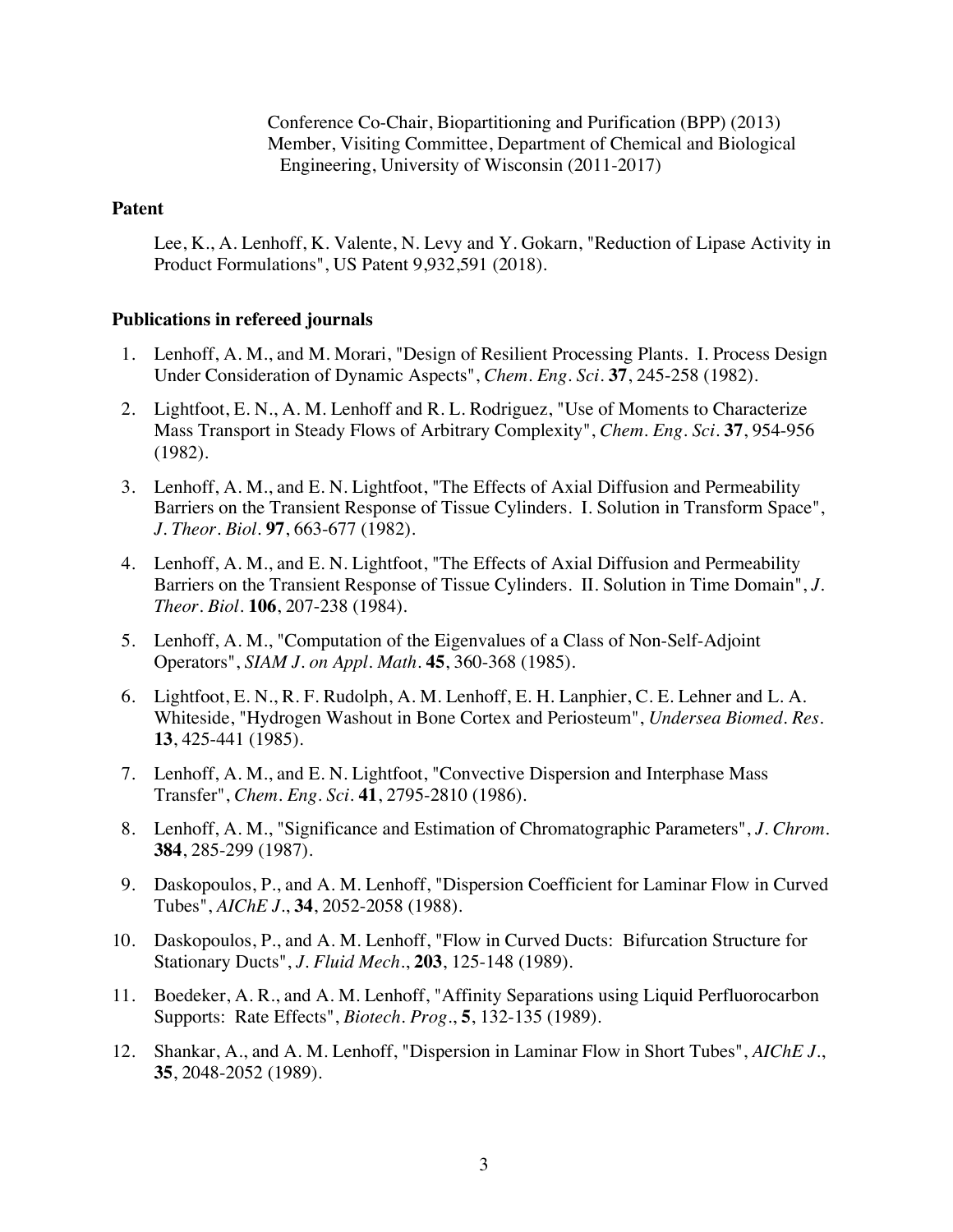Conference Co-Chair, Biopartitioning and Purification (BPP) (2013)
Member, Visiting Committee, Department of Chemical and Biological Engineering, University of Wisconsin (2011-2017)

**Patent**

Lee, K., A. Lenhoff, K. Valente, N. Levy and Y. Gokarn, "Reduction of Lipase Activity in Product Formulations", US Patent 9,932,591 (2018).

**Publications in refereed journals**

1. Lenhoff, A. M., and M. Morari, "Design of Resilient Processing Plants. I. Process Design Under Consideration of Dynamic Aspects", *Chem. Eng. Sci.* **37**, 245-258 (1982).
2. Lightfoot, E. N., A. M. Lenhoff and R. L. Rodriguez, "Use of Moments to Characterize Mass Transport in Steady Flows of Arbitrary Complexity", *Chem. Eng. Sci.* **37**, 954-956 (1982).
3. Lenhoff, A. M., and E. N. Lightfoot, "The Effects of Axial Diffusion and Permeability Barriers on the Transient Response of Tissue Cylinders. I. Solution in Transform Space", *J. Theor. Biol.* **97**, 663-677 (1982).
4. Lenhoff, A. M., and E. N. Lightfoot, "The Effects of Axial Diffusion and Permeability Barriers on the Transient Response of Tissue Cylinders. II. Solution in Time Domain", *J. Theor. Biol.* **106**, 207-238 (1984).
5. Lenhoff, A. M., "Computation of the Eigenvalues of a Class of Non-Self-Adjoint Operators", *SIAM J. on Appl. Math.* **45**, 360-368 (1985).
6. Lightfoot, E. N., R. F. Rudolph, A. M. Lenhoff, E. H. Lanphier, C. E. Lehner and L. A. Whiteside, "Hydrogen Washout in Bone Cortex and Periosteum", *Undersea Biomed. Res.* **13**, 425-441 (1985).
7. Lenhoff, A. M., and E. N. Lightfoot, "Convective Dispersion and Interphase Mass Transfer", *Chem. Eng. Sci.* **41**, 2795-2810 (1986).
8. Lenhoff, A. M., "Significance and Estimation of Chromatographic Parameters", *J. Chrom.* **384**, 285-299 (1987).
9. Daskopoulos, P., and A. M. Lenhoff, "Dispersion Coefficient for Laminar Flow in Curved Tubes", *AIChE J.*, **34**, 2052-2058 (1988).
10. Daskopoulos, P., and A. M. Lenhoff, "Flow in Curved Ducts: Bifurcation Structure for Stationary Ducts", *J. Fluid Mech.*, **203**, 125-148 (1989).
11. Boedeker, A. R., and A. M. Lenhoff, "Affinity Separations using Liquid Perfluorocarbon Supports: Rate Effects", *Biotech. Prog.*, **5**, 132-135 (1989).
12. Shankar, A., and A. M. Lenhoff, "Dispersion in Laminar Flow in Short Tubes", *AIChE J.*, **35**, 2048-2052 (1989).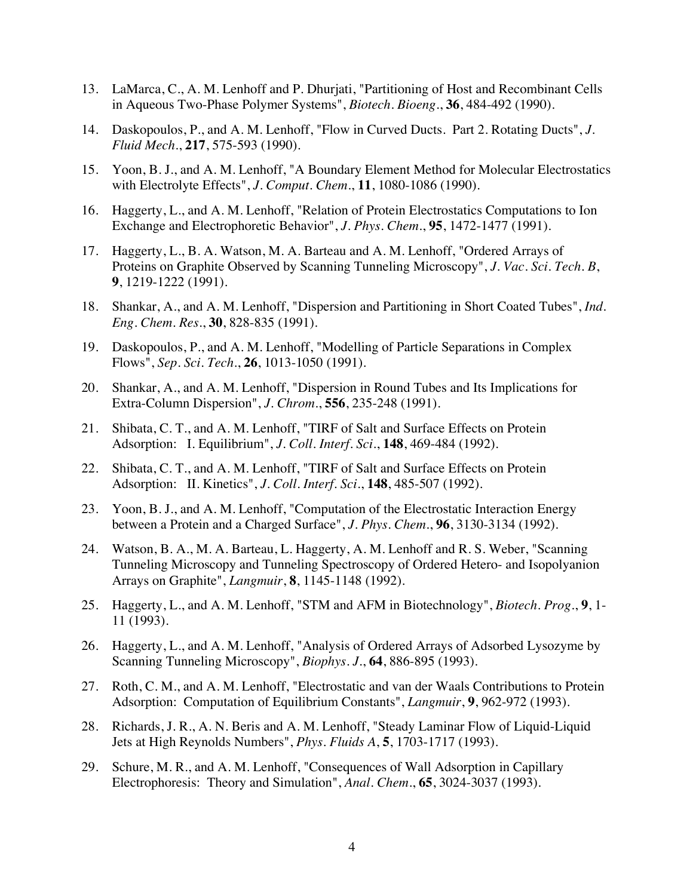13. LaMarca, C., A. M. Lenhoff and P. Dhurjati, "Partitioning of Host and Recombinant Cells in Aqueous Two-Phase Polymer Systems", *Biotech. Bioeng.*, **36**, 484-492 (1990).

14. Daskopoulos, P., and A. M. Lenhoff, "Flow in Curved Ducts. Part 2. Rotating Ducts", *J. Fluid Mech.*, **217**, 575-593 (1990).

15. Yoon, B. J., and A. M. Lenhoff, "A Boundary Element Method for Molecular Electrostatics with Electrolyte Effects", *J. Comput. Chem.*, **11**, 1080-1086 (1990).

16. Haggerty, L., and A. M. Lenhoff, "Relation of Protein Electrostatics Computations to Ion Exchange and Electrophoretic Behavior", *J. Phys. Chem.*, **95**, 1472-1477 (1991).

17. Haggerty, L., B. A. Watson, M. A. Barteau and A. M. Lenhoff, "Ordered Arrays of Proteins on Graphite Observed by Scanning Tunneling Microscopy", *J. Vac. Sci. Tech. B*, **9**, 1219-1222 (1991).

18. Shankar, A., and A. M. Lenhoff, "Dispersion and Partitioning in Short Coated Tubes", *Ind. Eng. Chem. Res.*, **30**, 828-835 (1991).

19. Daskopoulos, P., and A. M. Lenhoff, "Modelling of Particle Separations in Complex Flows", *Sep. Sci. Tech.*, **26**, 1013-1050 (1991).

20. Shankar, A., and A. M. Lenhoff, "Dispersion in Round Tubes and Its Implications for Extra-Column Dispersion", *J. Chrom.*, **556**, 235-248 (1991).

21. Shibata, C. T., and A. M. Lenhoff, "TIRF of Salt and Surface Effects on Protein Adsorption: I. Equilibrium", *J. Coll. Interf. Sci.*, **148**, 469-484 (1992).

22. Shibata, C. T., and A. M. Lenhoff, "TIRF of Salt and Surface Effects on Protein Adsorption: II. Kinetics", *J. Coll. Interf. Sci.*, **148**, 485-507 (1992).

23. Yoon, B. J., and A. M. Lenhoff, "Computation of the Electrostatic Interaction Energy between a Protein and a Charged Surface", *J. Phys. Chem.*, **96**, 3130-3134 (1992).

24. Watson, B. A., M. A. Barteau, L. Haggerty, A. M. Lenhoff and R. S. Weber, "Scanning Tunneling Microscopy and Tunneling Spectroscopy of Ordered Hetero- and Isopolyanion Arrays on Graphite", *Langmuir*, **8**, 1145-1148 (1992).

25. Haggerty, L., and A. M. Lenhoff, "STM and AFM in Biotechnology", *Biotech. Prog.*, **9**, 1-11 (1993).

26. Haggerty, L., and A. M. Lenhoff, "Analysis of Ordered Arrays of Adsorbed Lysozyme by Scanning Tunneling Microscopy", *Biophys. J.*, **64**, 886-895 (1993).

27. Roth, C. M., and A. M. Lenhoff, "Electrostatic and van der Waals Contributions to Protein Adsorption: Computation of Equilibrium Constants", *Langmuir*, **9**, 962-972 (1993).

28. Richards, J. R., A. N. Beris and A. M. Lenhoff, "Steady Laminar Flow of Liquid-Liquid Jets at High Reynolds Numbers", *Phys. Fluids A*, **5**, 1703-1717 (1993).

29. Schure, M. R., and A. M. Lenhoff, "Consequences of Wall Adsorption in Capillary Electrophoresis: Theory and Simulation", *Anal. Chem.*, **65**, 3024-3037 (1993).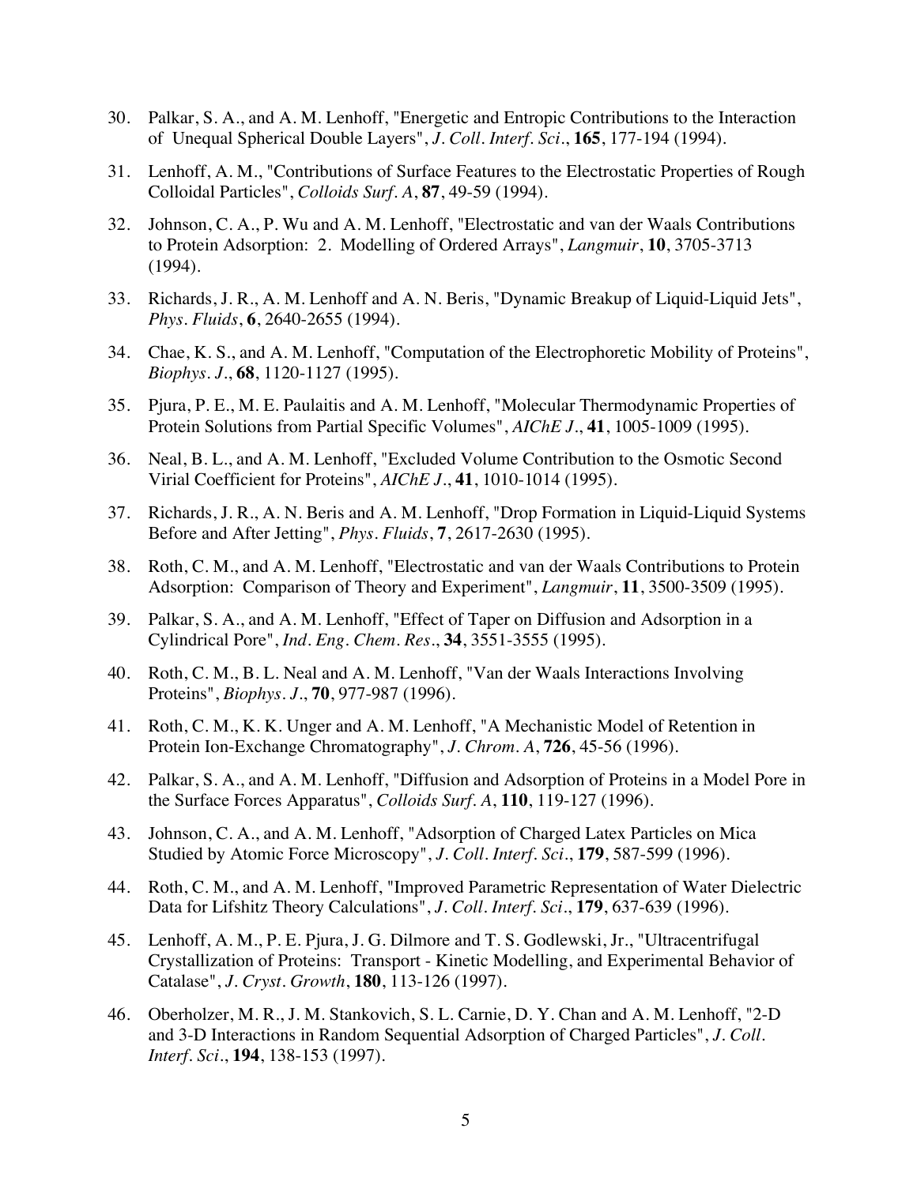30. Palkar, S. A., and A. M. Lenhoff, "Energetic and Entropic Contributions to the Interaction of Unequal Spherical Double Layers", *J. Coll. Interf. Sci*., **165**, 177-194 (1994).

31. Lenhoff, A. M., "Contributions of Surface Features to the Electrostatic Properties of Rough Colloidal Particles", *Colloids Surf. A*, **87**, 49-59 (1994).

32. Johnson, C. A., P. Wu and A. M. Lenhoff, "Electrostatic and van der Waals Contributions to Protein Adsorption: 2. Modelling of Ordered Arrays", *Langmuir*, **10**, 3705-3713 (1994).

33. Richards, J. R., A. M. Lenhoff and A. N. Beris, "Dynamic Breakup of Liquid-Liquid Jets", *Phys. Fluids*, **6**, 2640-2655 (1994).

34. Chae, K. S., and A. M. Lenhoff, "Computation of the Electrophoretic Mobility of Proteins", *Biophys. J*., **68**, 1120-1127 (1995).

35. Pjura, P. E., M. E. Paulaitis and A. M. Lenhoff, "Molecular Thermodynamic Properties of Protein Solutions from Partial Specific Volumes", *AIChE J*., **41**, 1005-1009 (1995).

36. Neal, B. L., and A. M. Lenhoff, "Excluded Volume Contribution to the Osmotic Second Virial Coefficient for Proteins", *AIChE J*., **41**, 1010-1014 (1995).

37. Richards, J. R., A. N. Beris and A. M. Lenhoff, "Drop Formation in Liquid-Liquid Systems Before and After Jetting", *Phys. Fluids*, **7**, 2617-2630 (1995).

38. Roth, C. M., and A. M. Lenhoff, "Electrostatic and van der Waals Contributions to Protein Adsorption: Comparison of Theory and Experiment", *Langmuir*, **11**, 3500-3509 (1995).

39. Palkar, S. A., and A. M. Lenhoff, "Effect of Taper on Diffusion and Adsorption in a Cylindrical Pore", *Ind. Eng. Chem. Res*., **34**, 3551-3555 (1995).

40. Roth, C. M., B. L. Neal and A. M. Lenhoff, "Van der Waals Interactions Involving Proteins", *Biophys. J*., **70**, 977-987 (1996).

41. Roth, C. M., K. K. Unger and A. M. Lenhoff, "A Mechanistic Model of Retention in Protein Ion-Exchange Chromatography", *J. Chrom. A*, **726**, 45-56 (1996).

42. Palkar, S. A., and A. M. Lenhoff, "Diffusion and Adsorption of Proteins in a Model Pore in the Surface Forces Apparatus", *Colloids Surf. A*, **110**, 119-127 (1996).

43. Johnson, C. A., and A. M. Lenhoff, "Adsorption of Charged Latex Particles on Mica Studied by Atomic Force Microscopy", *J. Coll. Interf. Sci*., **179**, 587-599 (1996).

44. Roth, C. M., and A. M. Lenhoff, "Improved Parametric Representation of Water Dielectric Data for Lifshitz Theory Calculations", *J. Coll. Interf. Sci*., **179**, 637-639 (1996).

45. Lenhoff, A. M., P. E. Pjura, J. G. Dilmore and T. S. Godlewski, Jr., "Ultracentrifugal Crystallization of Proteins: Transport - Kinetic Modelling, and Experimental Behavior of Catalase", *J. Cryst. Growth*, **180**, 113-126 (1997).

46. Oberholzer, M. R., J. M. Stankovich, S. L. Carnie, D. Y. Chan and A. M. Lenhoff, "2-D and 3-D Interactions in Random Sequential Adsorption of Charged Particles", *J. Coll. Interf. Sci*., **194**, 138-153 (1997).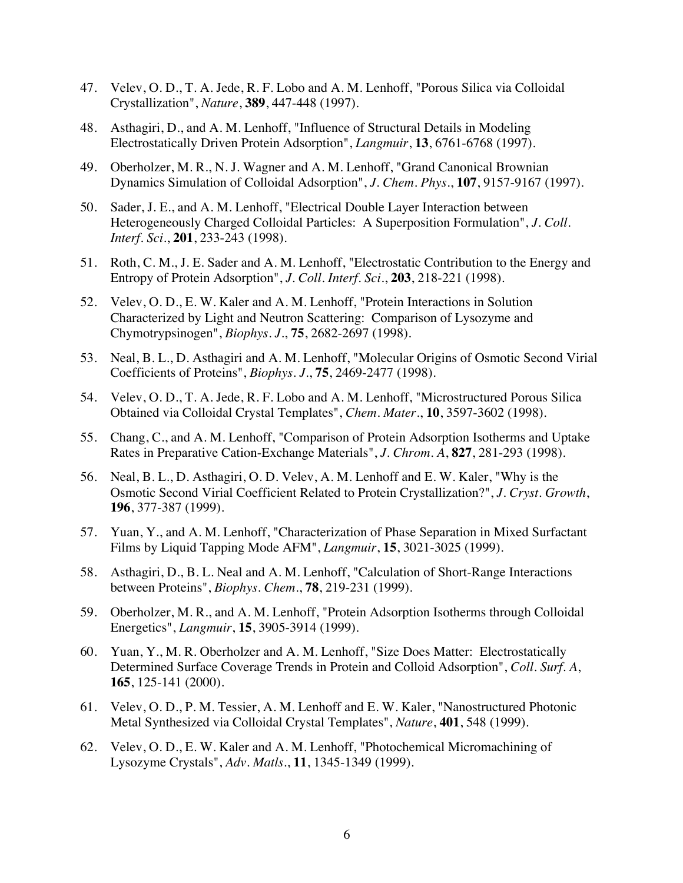47. Velev, O. D., T. A. Jede, R. F. Lobo and A. M. Lenhoff, "Porous Silica via Colloidal Crystallization", *Nature*, **389**, 447-448 (1997).

48. Asthagiri, D., and A. M. Lenhoff, "Influence of Structural Details in Modeling Electrostatically Driven Protein Adsorption", *Langmuir*, **13**, 6761-6768 (1997).

49. Oberholzer, M. R., N. J. Wagner and A. M. Lenhoff, "Grand Canonical Brownian Dynamics Simulation of Colloidal Adsorption", *J. Chem. Phys.*, **107**, 9157-9167 (1997).

50. Sader, J. E., and A. M. Lenhoff, "Electrical Double Layer Interaction between Heterogeneously Charged Colloidal Particles: A Superposition Formulation", *J. Coll. Interf. Sci.*, **201**, 233-243 (1998).

51. Roth, C. M., J. E. Sader and A. M. Lenhoff, "Electrostatic Contribution to the Energy and Entropy of Protein Adsorption", *J. Coll. Interf. Sci.*, **203**, 218-221 (1998).

52. Velev, O. D., E. W. Kaler and A. M. Lenhoff, "Protein Interactions in Solution Characterized by Light and Neutron Scattering: Comparison of Lysozyme and Chymotrypsinogen", *Biophys. J.*, **75**, 2682-2697 (1998).

53. Neal, B. L., D. Asthagiri and A. M. Lenhoff, "Molecular Origins of Osmotic Second Virial Coefficients of Proteins", *Biophys. J.*, **75**, 2469-2477 (1998).

54. Velev, O. D., T. A. Jede, R. F. Lobo and A. M. Lenhoff, "Microstructured Porous Silica Obtained via Colloidal Crystal Templates", *Chem. Mater.*, **10**, 3597-3602 (1998).

55. Chang, C., and A. M. Lenhoff, "Comparison of Protein Adsorption Isotherms and Uptake Rates in Preparative Cation-Exchange Materials", *J. Chrom. A*, **827**, 281-293 (1998).

56. Neal, B. L., D. Asthagiri, O. D. Velev, A. M. Lenhoff and E. W. Kaler, "Why is the Osmotic Second Virial Coefficient Related to Protein Crystallization?", *J. Cryst. Growth*, **196**, 377-387 (1999).

57. Yuan, Y., and A. M. Lenhoff, "Characterization of Phase Separation in Mixed Surfactant Films by Liquid Tapping Mode AFM", *Langmuir*, **15**, 3021-3025 (1999).

58. Asthagiri, D., B. L. Neal and A. M. Lenhoff, "Calculation of Short-Range Interactions between Proteins", *Biophys. Chem.*, **78**, 219-231 (1999).

59. Oberholzer, M. R., and A. M. Lenhoff, "Protein Adsorption Isotherms through Colloidal Energetics", *Langmuir*, **15**, 3905-3914 (1999).

60. Yuan, Y., M. R. Oberholzer and A. M. Lenhoff, "Size Does Matter: Electrostatically Determined Surface Coverage Trends in Protein and Colloid Adsorption", *Coll. Surf. A*, **165**, 125-141 (2000).

61. Velev, O. D., P. M. Tessier, A. M. Lenhoff and E. W. Kaler, "Nanostructured Photonic Metal Synthesized via Colloidal Crystal Templates", *Nature*, **401**, 548 (1999).

62. Velev, O. D., E. W. Kaler and A. M. Lenhoff, "Photochemical Micromachining of Lysozyme Crystals", *Adv. Matls.*, **11**, 1345-1349 (1999).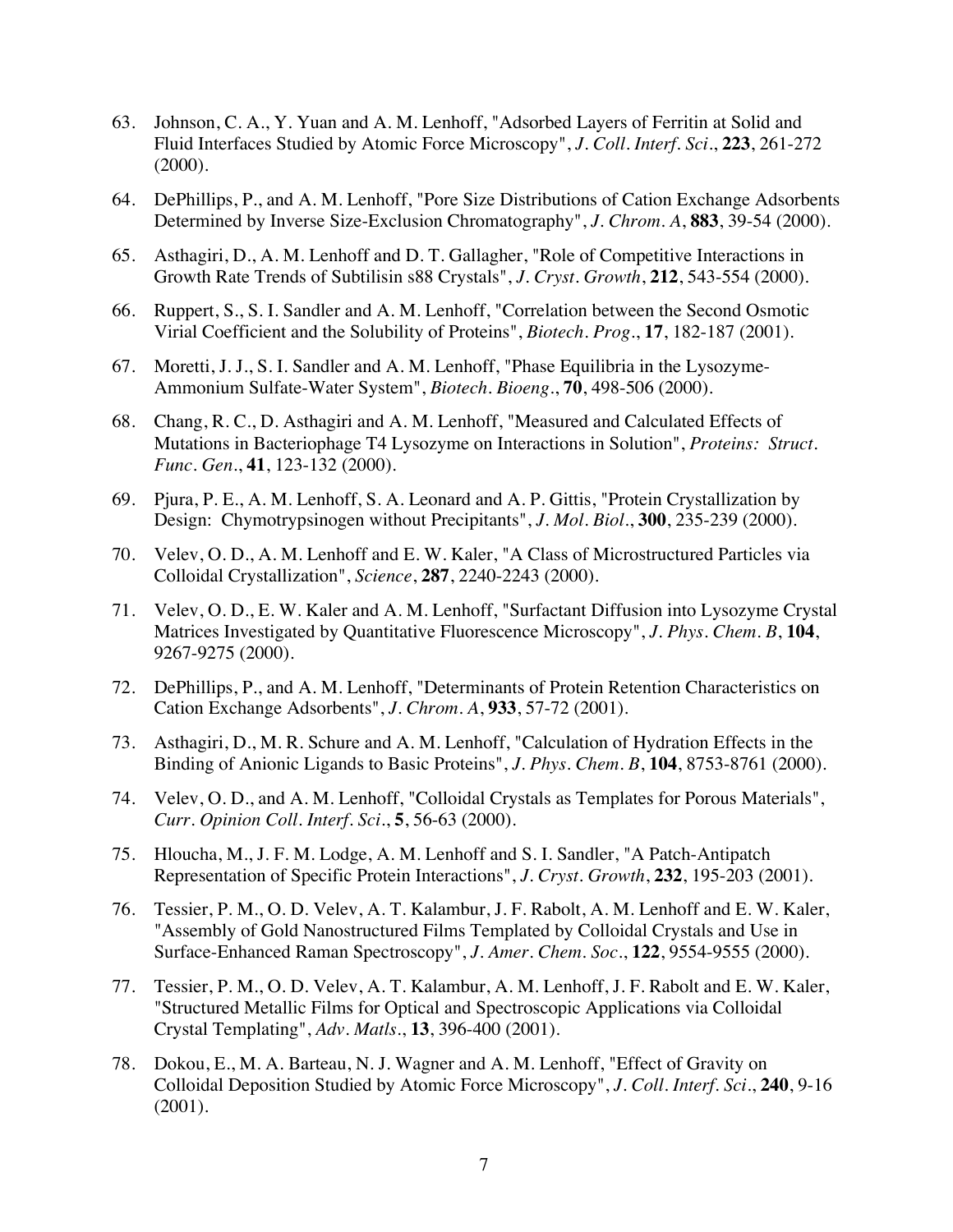63. Johnson, C. A., Y. Yuan and A. M. Lenhoff, "Adsorbed Layers of Ferritin at Solid and Fluid Interfaces Studied by Atomic Force Microscopy", *J. Coll. Interf. Sci.*, **223**, 261-272 (2000).

64. DePhillips, P., and A. M. Lenhoff, "Pore Size Distributions of Cation Exchange Adsorbents Determined by Inverse Size-Exclusion Chromatography", *J. Chrom. A*, **883**, 39-54 (2000).

65. Asthagiri, D., A. M. Lenhoff and D. T. Gallagher, "Role of Competitive Interactions in Growth Rate Trends of Subtilisin s88 Crystals", *J. Cryst. Growth*, **212**, 543-554 (2000).

66. Ruppert, S., S. I. Sandler and A. M. Lenhoff, "Correlation between the Second Osmotic Virial Coefficient and the Solubility of Proteins", *Biotech. Prog.*, **17**, 182-187 (2001).

67. Moretti, J. J., S. I. Sandler and A. M. Lenhoff, "Phase Equilibria in the Lysozyme-Ammonium Sulfate-Water System", *Biotech. Bioeng.*, **70**, 498-506 (2000).

68. Chang, R. C., D. Asthagiri and A. M. Lenhoff, "Measured and Calculated Effects of Mutations in Bacteriophage T4 Lysozyme on Interactions in Solution", *Proteins: Struct. Func. Gen.*, **41**, 123-132 (2000).

69. Pjura, P. E., A. M. Lenhoff, S. A. Leonard and A. P. Gittis, "Protein Crystallization by Design: Chymotrypsinogen without Precipitants", *J. Mol. Biol.*, **300**, 235-239 (2000).

70. Velev, O. D., A. M. Lenhoff and E. W. Kaler, "A Class of Microstructured Particles via Colloidal Crystallization", *Science*, **287**, 2240-2243 (2000).

71. Velev, O. D., E. W. Kaler and A. M. Lenhoff, "Surfactant Diffusion into Lysozyme Crystal Matrices Investigated by Quantitative Fluorescence Microscopy", *J. Phys. Chem. B*, **104**, 9267-9275 (2000).

72. DePhillips, P., and A. M. Lenhoff, "Determinants of Protein Retention Characteristics on Cation Exchange Adsorbents", *J. Chrom. A*, **933**, 57-72 (2001).

73. Asthagiri, D., M. R. Schure and A. M. Lenhoff, "Calculation of Hydration Effects in the Binding of Anionic Ligands to Basic Proteins", *J. Phys. Chem. B*, **104**, 8753-8761 (2000).

74. Velev, O. D., and A. M. Lenhoff, "Colloidal Crystals as Templates for Porous Materials", *Curr. Opinion Coll. Interf. Sci.*, **5**, 56-63 (2000).

75. Hloucha, M., J. F. M. Lodge, A. M. Lenhoff and S. I. Sandler, "A Patch-Antipatch Representation of Specific Protein Interactions", *J. Cryst. Growth*, **232**, 195-203 (2001).

76. Tessier, P. M., O. D. Velev, A. T. Kalambur, J. F. Rabolt, A. M. Lenhoff and E. W. Kaler, "Assembly of Gold Nanostructured Films Templated by Colloidal Crystals and Use in Surface-Enhanced Raman Spectroscopy", *J. Amer. Chem. Soc.*, **122**, 9554-9555 (2000).

77. Tessier, P. M., O. D. Velev, A. T. Kalambur, A. M. Lenhoff, J. F. Rabolt and E. W. Kaler, "Structured Metallic Films for Optical and Spectroscopic Applications via Colloidal Crystal Templating", *Adv. Matls.*, **13**, 396-400 (2001).

78. Dokou, E., M. A. Barteau, N. J. Wagner and A. M. Lenhoff, "Effect of Gravity on Colloidal Deposition Studied by Atomic Force Microscopy", *J. Coll. Interf. Sci.*, **240**, 9-16 (2001).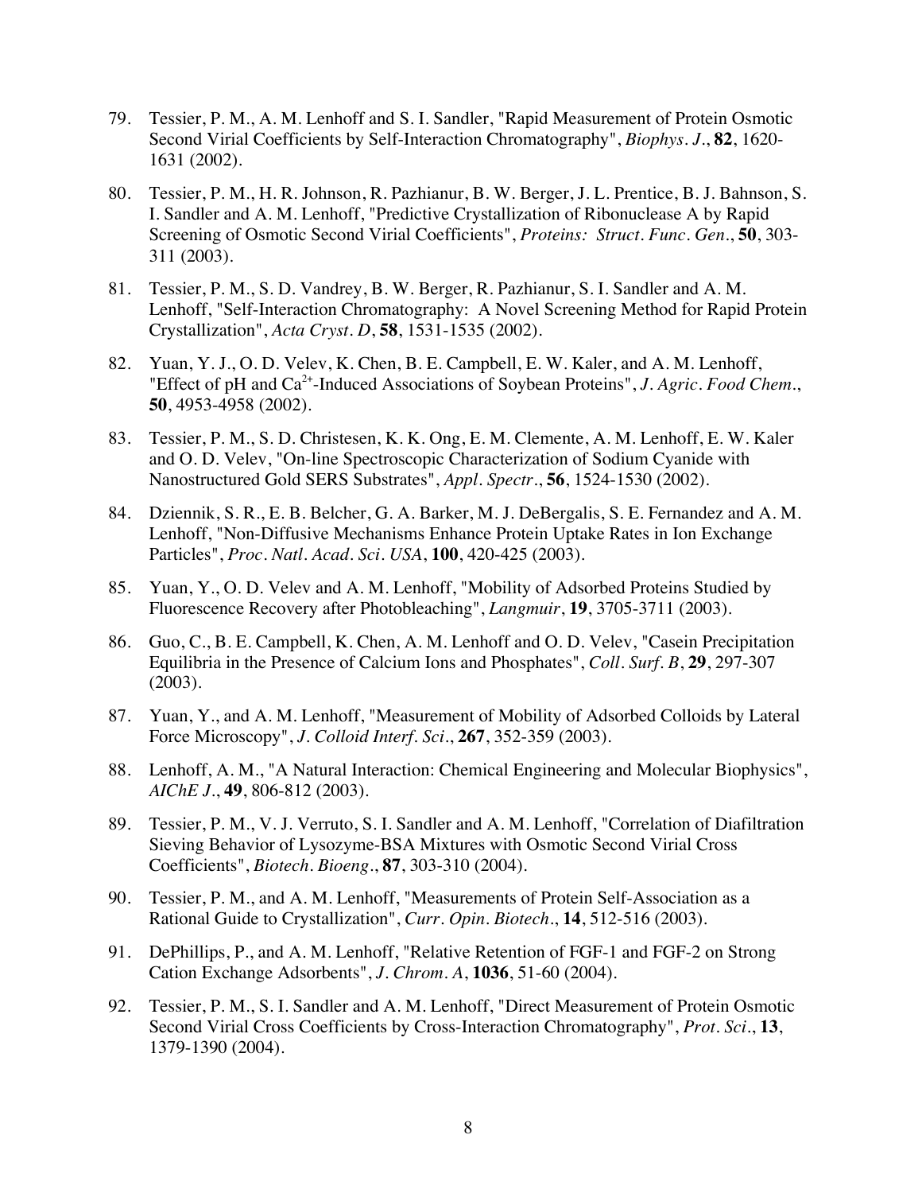79. Tessier, P. M., A. M. Lenhoff and S. I. Sandler, "Rapid Measurement of Protein Osmotic Second Virial Coefficients by Self-Interaction Chromatography", *Biophys. J.*, **82**, 1620-1631 (2002).

80. Tessier, P. M., H. R. Johnson, R. Pazhianur, B. W. Berger, J. L. Prentice, B. J. Bahnson, S. I. Sandler and A. M. Lenhoff, "Predictive Crystallization of Ribonuclease A by Rapid Screening of Osmotic Second Virial Coefficients", *Proteins: Struct. Func. Gen.*, **50**, 303-311 (2003).

81. Tessier, P. M., S. D. Vandrey, B. W. Berger, R. Pazhianur, S. I. Sandler and A. M. Lenhoff, "Self-Interaction Chromatography: A Novel Screening Method for Rapid Protein Crystallization", *Acta Cryst. D*, **58**, 1531-1535 (2002).

82. Yuan, Y. J., O. D. Velev, K. Chen, B. E. Campbell, E. W. Kaler, and A. M. Lenhoff, "Effect of pH and $Ca^{2+}$-Induced Associations of Soybean Proteins", *J. Agric. Food Chem.*, **50**, 4953-4958 (2002).

83. Tessier, P. M., S. D. Christesen, K. K. Ong, E. M. Clemente, A. M. Lenhoff, E. W. Kaler and O. D. Velev, "On-line Spectroscopic Characterization of Sodium Cyanide with Nanostructured Gold SERS Substrates", *Appl. Spectr.*, **56**, 1524-1530 (2002).

84. Dziennik, S. R., E. B. Belcher, G. A. Barker, M. J. DeBergalis, S. E. Fernandez and A. M. Lenhoff, "Non-Diffusive Mechanisms Enhance Protein Uptake Rates in Ion Exchange Particles", *Proc. Natl. Acad. Sci. USA*, **100**, 420-425 (2003).

85. Yuan, Y., O. D. Velev and A. M. Lenhoff, "Mobility of Adsorbed Proteins Studied by Fluorescence Recovery after Photobleaching", *Langmuir*, **19**, 3705-3711 (2003).

86. Guo, C., B. E. Campbell, K. Chen, A. M. Lenhoff and O. D. Velev, "Casein Precipitation Equilibria in the Presence of Calcium Ions and Phosphates", *Coll. Surf. B*, **29**, 297-307 (2003).

87. Yuan, Y., and A. M. Lenhoff, "Measurement of Mobility of Adsorbed Colloids by Lateral Force Microscopy", *J. Colloid Interf. Sci.*, **267**, 352-359 (2003).

88. Lenhoff, A. M., "A Natural Interaction: Chemical Engineering and Molecular Biophysics", *AIChE J.*, **49**, 806-812 (2003).

89. Tessier, P. M., V. J. Verruto, S. I. Sandler and A. M. Lenhoff, "Correlation of Diafiltration Sieving Behavior of Lysozyme-BSA Mixtures with Osmotic Second Virial Cross Coefficients", *Biotech. Bioeng.*, **87**, 303-310 (2004).

90. Tessier, P. M., and A. M. Lenhoff, "Measurements of Protein Self-Association as a Rational Guide to Crystallization", *Curr. Opin. Biotech.*, **14**, 512-516 (2003).

91. DePhillips, P., and A. M. Lenhoff, "Relative Retention of FGF-1 and FGF-2 on Strong Cation Exchange Adsorbents", *J. Chrom. A*, **1036**, 51-60 (2004).

92. Tessier, P. M., S. I. Sandler and A. M. Lenhoff, "Direct Measurement of Protein Osmotic Second Virial Cross Coefficients by Cross-Interaction Chromatography", *Prot. Sci.*, **13**, 1379-1390 (2004).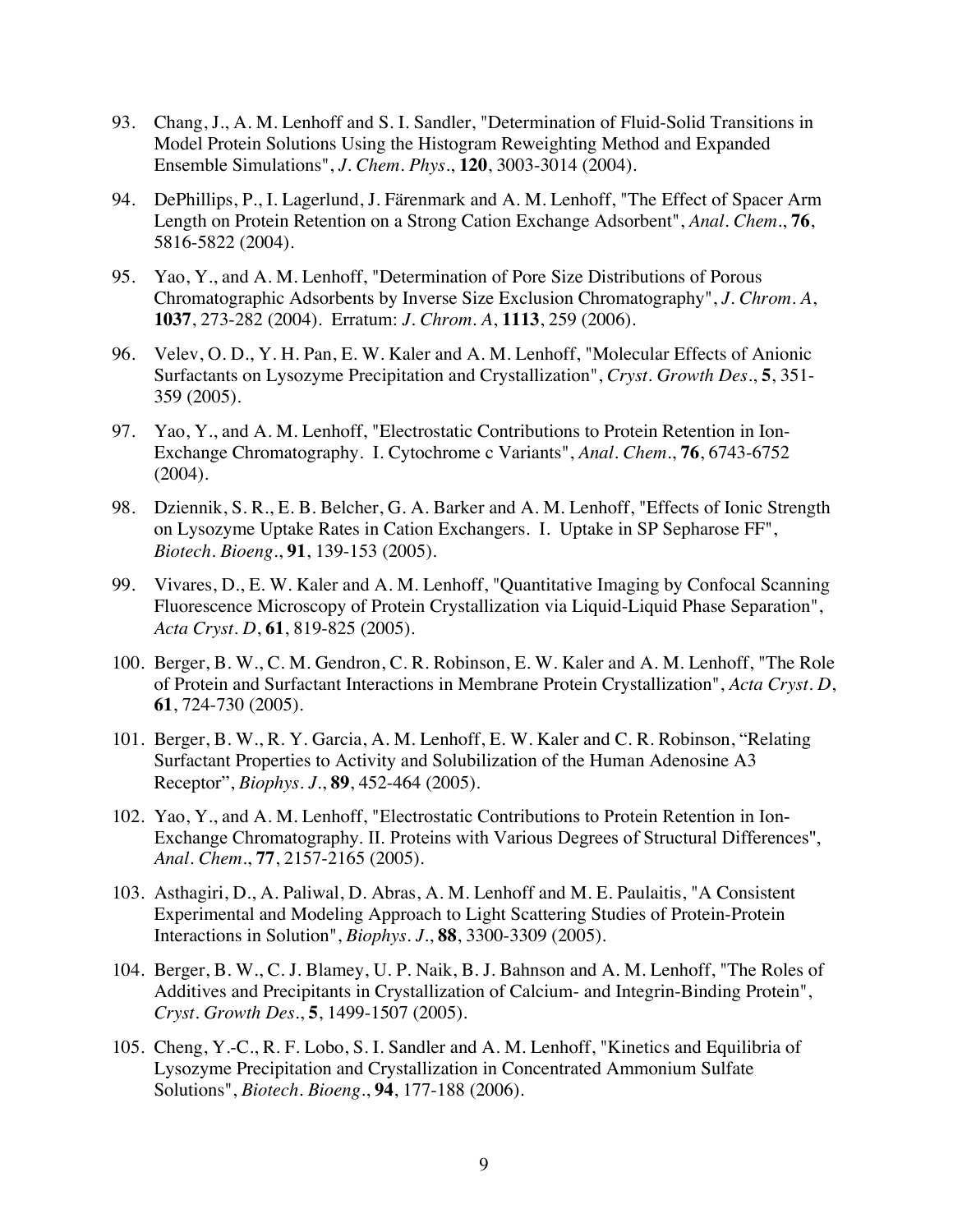93. Chang, J., A. M. Lenhoff and S. I. Sandler, "Determination of Fluid-Solid Transitions in Model Protein Solutions Using the Histogram Reweighting Method and Expanded Ensemble Simulations", *J. Chem. Phys.*, **120**, 3003-3014 (2004).

94. DePhillips, P., I. Lagerlund, J. Färenmark and A. M. Lenhoff, "The Effect of Spacer Arm Length on Protein Retention on a Strong Cation Exchange Adsorbent", *Anal. Chem.*, **76**, 5816-5822 (2004).

95. Yao, Y., and A. M. Lenhoff, "Determination of Pore Size Distributions of Porous Chromatographic Adsorbents by Inverse Size Exclusion Chromatography", *J. Chrom. A*, **1037**, 273-282 (2004). Erratum: *J. Chrom. A*, **1113**, 259 (2006).

96. Velev, O. D., Y. H. Pan, E. W. Kaler and A. M. Lenhoff, "Molecular Effects of Anionic Surfactants on Lysozyme Precipitation and Crystallization", *Cryst. Growth Des.*, **5**, 351-359 (2005).

97. Yao, Y., and A. M. Lenhoff, "Electrostatic Contributions to Protein Retention in Ion-Exchange Chromatography. I. Cytochrome c Variants", *Anal. Chem.*, **76**, 6743-6752 (2004).

98. Dziennik, S. R., E. B. Belcher, G. A. Barker and A. M. Lenhoff, "Effects of Ionic Strength on Lysozyme Uptake Rates in Cation Exchangers. I. Uptake in SP Sepharose FF", *Biotech. Bioeng.*, **91**, 139-153 (2005).

99. Vivares, D., E. W. Kaler and A. M. Lenhoff, "Quantitative Imaging by Confocal Scanning Fluorescence Microscopy of Protein Crystallization via Liquid-Liquid Phase Separation", *Acta Cryst. D*, **61**, 819-825 (2005).

100. Berger, B. W., C. M. Gendron, C. R. Robinson, E. W. Kaler and A. M. Lenhoff, "The Role of Protein and Surfactant Interactions in Membrane Protein Crystallization", *Acta Cryst. D*, **61**, 724-730 (2005).

101. Berger, B. W., R. Y. Garcia, A. M. Lenhoff, E. W. Kaler and C. R. Robinson, "Relating Surfactant Properties to Activity and Solubilization of the Human Adenosine A3 Receptor", *Biophys. J.*, **89**, 452-464 (2005).

102. Yao, Y., and A. M. Lenhoff, "Electrostatic Contributions to Protein Retention in Ion-Exchange Chromatography. II. Proteins with Various Degrees of Structural Differences", *Anal. Chem.*, **77**, 2157-2165 (2005).

103. Asthagiri, D., A. Paliwal, D. Abras, A. M. Lenhoff and M. E. Paulaitis, "A Consistent Experimental and Modeling Approach to Light Scattering Studies of Protein-Protein Interactions in Solution", *Biophys. J.*, **88**, 3300-3309 (2005).

104. Berger, B. W., C. J. Blamey, U. P. Naik, B. J. Bahnson and A. M. Lenhoff, "The Roles of Additives and Precipitants in Crystallization of Calcium- and Integrin-Binding Protein", *Cryst. Growth Des.*, **5**, 1499-1507 (2005).

105. Cheng, Y.-C., R. F. Lobo, S. I. Sandler and A. M. Lenhoff, "Kinetics and Equilibria of Lysozyme Precipitation and Crystallization in Concentrated Ammonium Sulfate Solutions", *Biotech. Bioeng.*, **94**, 177-188 (2006).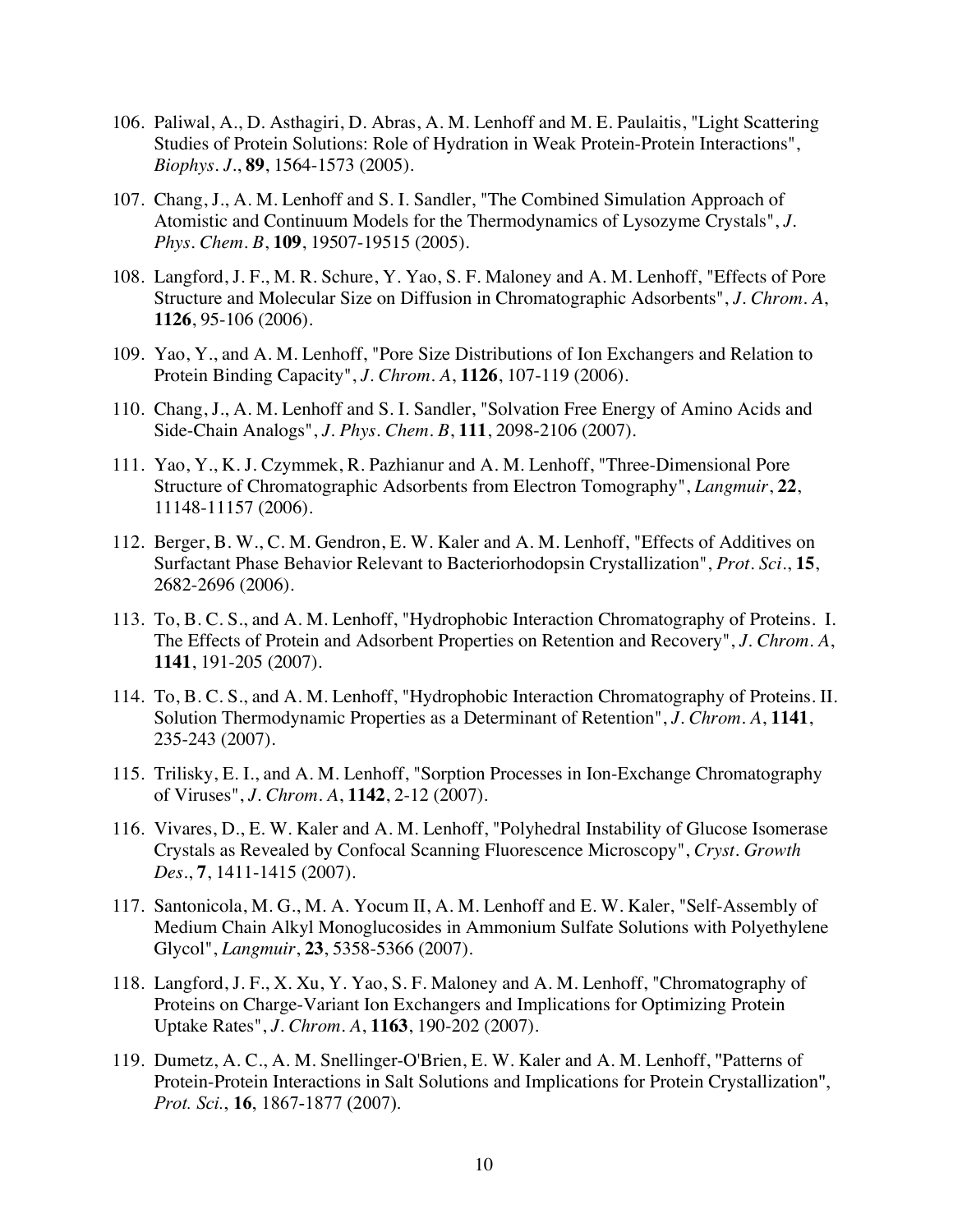106. Paliwal, A., D. Asthagiri, D. Abras, A. M. Lenhoff and M. E. Paulaitis, "Light Scattering Studies of Protein Solutions: Role of Hydration in Weak Protein-Protein Interactions", *Biophys. J.*, **89**, 1564-1573 (2005).

107. Chang, J., A. M. Lenhoff and S. I. Sandler, "The Combined Simulation Approach of Atomistic and Continuum Models for the Thermodynamics of Lysozyme Crystals", *J. Phys. Chem. B*, **109**, 19507-19515 (2005).

108. Langford, J. F., M. R. Schure, Y. Yao, S. F. Maloney and A. M. Lenhoff, "Effects of Pore Structure and Molecular Size on Diffusion in Chromatographic Adsorbents", *J. Chrom. A*, **1126**, 95-106 (2006).

109. Yao, Y., and A. M. Lenhoff, "Pore Size Distributions of Ion Exchangers and Relation to Protein Binding Capacity", *J. Chrom. A*, **1126**, 107-119 (2006).

110. Chang, J., A. M. Lenhoff and S. I. Sandler, "Solvation Free Energy of Amino Acids and Side-Chain Analogs", *J. Phys. Chem. B*, **111**, 2098-2106 (2007).

111. Yao, Y., K. J. Czymmek, R. Pazhianur and A. M. Lenhoff, "Three-Dimensional Pore Structure of Chromatographic Adsorbents from Electron Tomography", *Langmuir*, **22**, 11148-11157 (2006).

112. Berger, B. W., C. M. Gendron, E. W. Kaler and A. M. Lenhoff, "Effects of Additives on Surfactant Phase Behavior Relevant to Bacteriorhodopsin Crystallization", *Prot. Sci.*, **15**, 2682-2696 (2006).

113. To, B. C. S., and A. M. Lenhoff, "Hydrophobic Interaction Chromatography of Proteins. I. The Effects of Protein and Adsorbent Properties on Retention and Recovery", *J. Chrom. A*, **1141**, 191-205 (2007).

114. To, B. C. S., and A. M. Lenhoff, "Hydrophobic Interaction Chromatography of Proteins. II. Solution Thermodynamic Properties as a Determinant of Retention", *J. Chrom. A*, **1141**, 235-243 (2007).

115. Trilisky, E. I., and A. M. Lenhoff, "Sorption Processes in Ion-Exchange Chromatography of Viruses", *J. Chrom. A*, **1142**, 2-12 (2007).

116. Vivares, D., E. W. Kaler and A. M. Lenhoff, "Polyhedral Instability of Glucose Isomerase Crystals as Revealed by Confocal Scanning Fluorescence Microscopy", *Cryst. Growth Des.*, **7**, 1411-1415 (2007).

117. Santonicola, M. G., M. A. Yocum II, A. M. Lenhoff and E. W. Kaler, "Self-Assembly of Medium Chain Alkyl Monoglucosides in Ammonium Sulfate Solutions with Polyethylene Glycol", *Langmuir*, **23**, 5358-5366 (2007).

118. Langford, J. F., X. Xu, Y. Yao, S. F. Maloney and A. M. Lenhoff, "Chromatography of Proteins on Charge-Variant Ion Exchangers and Implications for Optimizing Protein Uptake Rates", *J. Chrom. A*, **1163**, 190-202 (2007).

119. Dumetz, A. C., A. M. Snellinger-O'Brien, E. W. Kaler and A. M. Lenhoff, "Patterns of Protein-Protein Interactions in Salt Solutions and Implications for Protein Crystallization", *Prot. Sci.*, **16**, 1867-1877 (2007).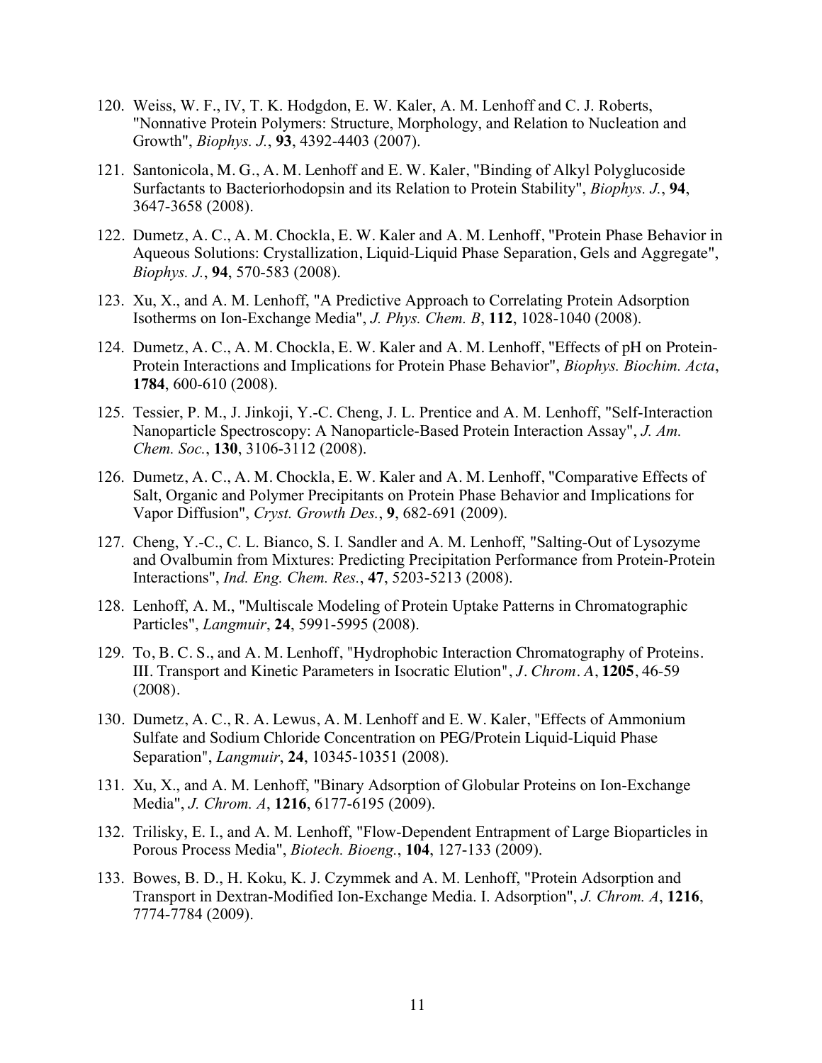120. Weiss, W. F., IV, T. K. Hodgdon, E. W. Kaler, A. M. Lenhoff and C. J. Roberts, "Nonnative Protein Polymers: Structure, Morphology, and Relation to Nucleation and Growth", *Biophys. J.*, **93**, 4392-4403 (2007).

121. Santonicola, M. G., A. M. Lenhoff and E. W. Kaler, "Binding of Alkyl Polyglucoside Surfactants to Bacteriorhodopsin and its Relation to Protein Stability", *Biophys. J.*, **94**, 3647-3658 (2008).

122. Dumetz, A. C., A. M. Chockla, E. W. Kaler and A. M. Lenhoff, "Protein Phase Behavior in Aqueous Solutions: Crystallization, Liquid-Liquid Phase Separation, Gels and Aggregate", *Biophys. J.*, **94**, 570-583 (2008).

123. Xu, X., and A. M. Lenhoff, "A Predictive Approach to Correlating Protein Adsorption Isotherms on Ion-Exchange Media", *J. Phys. Chem. B*, **112**, 1028-1040 (2008).

124. Dumetz, A. C., A. M. Chockla, E. W. Kaler and A. M. Lenhoff, "Effects of pH on Protein-Protein Interactions and Implications for Protein Phase Behavior", *Biophys. Biochim. Acta*, **1784**, 600-610 (2008).

125. Tessier, P. M., J. Jinkoji, Y.-C. Cheng, J. L. Prentice and A. M. Lenhoff, "Self-Interaction Nanoparticle Spectroscopy: A Nanoparticle-Based Protein Interaction Assay", *J. Am. Chem. Soc.*, **130**, 3106-3112 (2008).

126. Dumetz, A. C., A. M. Chockla, E. W. Kaler and A. M. Lenhoff, "Comparative Effects of Salt, Organic and Polymer Precipitants on Protein Phase Behavior and Implications for Vapor Diffusion", *Cryst. Growth Des.*, **9**, 682-691 (2009).

127. Cheng, Y.-C., C. L. Bianco, S. I. Sandler and A. M. Lenhoff, "Salting-Out of Lysozyme and Ovalbumin from Mixtures: Predicting Precipitation Performance from Protein-Protein Interactions", *Ind. Eng. Chem. Res.*, **47**, 5203-5213 (2008).

128. Lenhoff, A. M., "Multiscale Modeling of Protein Uptake Patterns in Chromatographic Particles", *Langmuir*, **24**, 5991-5995 (2008).

129. To, B. C. S., and A. M. Lenhoff, "Hydrophobic Interaction Chromatography of Proteins. III. Transport and Kinetic Parameters in Isocratic Elution", *J. Chrom. A*, **1205**, 46-59 (2008).

130. Dumetz, A. C., R. A. Lewus, A. M. Lenhoff and E. W. Kaler, "Effects of Ammonium Sulfate and Sodium Chloride Concentration on PEG/Protein Liquid-Liquid Phase Separation", *Langmuir*, **24**, 10345-10351 (2008).

131. Xu, X., and A. M. Lenhoff, "Binary Adsorption of Globular Proteins on Ion-Exchange Media", *J. Chrom. A*, **1216**, 6177-6195 (2009).

132. Trilisky, E. I., and A. M. Lenhoff, "Flow-Dependent Entrapment of Large Bioparticles in Porous Process Media", *Biotech. Bioeng.*, **104**, 127-133 (2009).

133. Bowes, B. D., H. Koku, K. J. Czymmek and A. M. Lenhoff, "Protein Adsorption and Transport in Dextran-Modified Ion-Exchange Media. I. Adsorption", *J. Chrom. A*, **1216**, 7774-7784 (2009).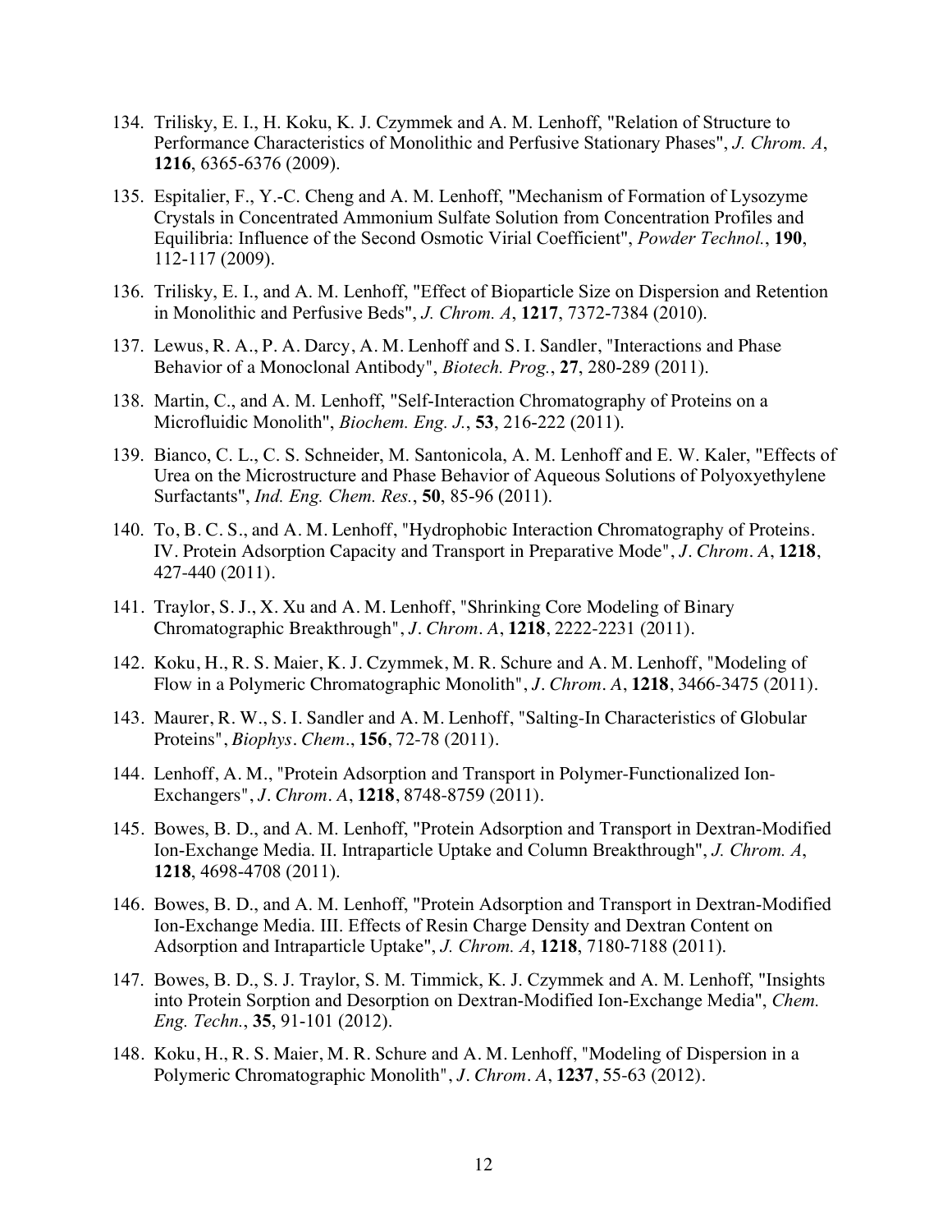134. Trilisky, E. I., H. Koku, K. J. Czymmek and A. M. Lenhoff, "Relation of Structure to Performance Characteristics of Monolithic and Perfusive Stationary Phases", *J. Chrom. A*, **1216**, 6365-6376 (2009).

135. Espitalier, F., Y.-C. Cheng and A. M. Lenhoff, "Mechanism of Formation of Lysozyme Crystals in Concentrated Ammonium Sulfate Solution from Concentration Profiles and Equilibria: Influence of the Second Osmotic Virial Coefficient", *Powder Technol.*, **190**, 112-117 (2009).

136. Trilisky, E. I., and A. M. Lenhoff, "Effect of Bioparticle Size on Dispersion and Retention in Monolithic and Perfusive Beds", *J. Chrom. A*, **1217**, 7372-7384 (2010).

137. Lewus, R. A., P. A. Darcy, A. M. Lenhoff and S. I. Sandler, "Interactions and Phase Behavior of a Monoclonal Antibody", *Biotech. Prog.*, **27**, 280-289 (2011).

138. Martin, C., and A. M. Lenhoff, "Self-Interaction Chromatography of Proteins on a Microfluidic Monolith", *Biochem. Eng. J.*, **53**, 216-222 (2011).

139. Bianco, C. L., C. S. Schneider, M. Santonicola, A. M. Lenhoff and E. W. Kaler, "Effects of Urea on the Microstructure and Phase Behavior of Aqueous Solutions of Polyoxyethylene Surfactants", *Ind. Eng. Chem. Res.*, **50**, 85-96 (2011).

140. To, B. C. S., and A. M. Lenhoff, "Hydrophobic Interaction Chromatography of Proteins. IV. Protein Adsorption Capacity and Transport in Preparative Mode", *J. Chrom. A*, **1218**, 427-440 (2011).

141. Traylor, S. J., X. Xu and A. M. Lenhoff, "Shrinking Core Modeling of Binary Chromatographic Breakthrough", *J. Chrom. A*, **1218**, 2222-2231 (2011).

142. Koku, H., R. S. Maier, K. J. Czymmek, M. R. Schure and A. M. Lenhoff, "Modeling of Flow in a Polymeric Chromatographic Monolith", *J. Chrom. A*, **1218**, 3466-3475 (2011).

143. Maurer, R. W., S. I. Sandler and A. M. Lenhoff, "Salting-In Characteristics of Globular Proteins", *Biophys. Chem.*, **156**, 72-78 (2011).

144. Lenhoff, A. M., "Protein Adsorption and Transport in Polymer-Functionalized Ion-Exchangers", *J. Chrom. A*, **1218**, 8748-8759 (2011).

145. Bowes, B. D., and A. M. Lenhoff, "Protein Adsorption and Transport in Dextran-Modified Ion-Exchange Media. II. Intraparticle Uptake and Column Breakthrough", *J. Chrom. A*, **1218**, 4698-4708 (2011).

146. Bowes, B. D., and A. M. Lenhoff, "Protein Adsorption and Transport in Dextran-Modified Ion-Exchange Media. III. Effects of Resin Charge Density and Dextran Content on Adsorption and Intraparticle Uptake", *J. Chrom. A*, **1218**, 7180-7188 (2011).

147. Bowes, B. D., S. J. Traylor, S. M. Timmick, K. J. Czymmek and A. M. Lenhoff, "Insights into Protein Sorption and Desorption on Dextran-Modified Ion-Exchange Media", *Chem. Eng. Techn.*, **35**, 91-101 (2012).

148. Koku, H., R. S. Maier, M. R. Schure and A. M. Lenhoff, "Modeling of Dispersion in a Polymeric Chromatographic Monolith", *J. Chrom. A*, **1237**, 55-63 (2012).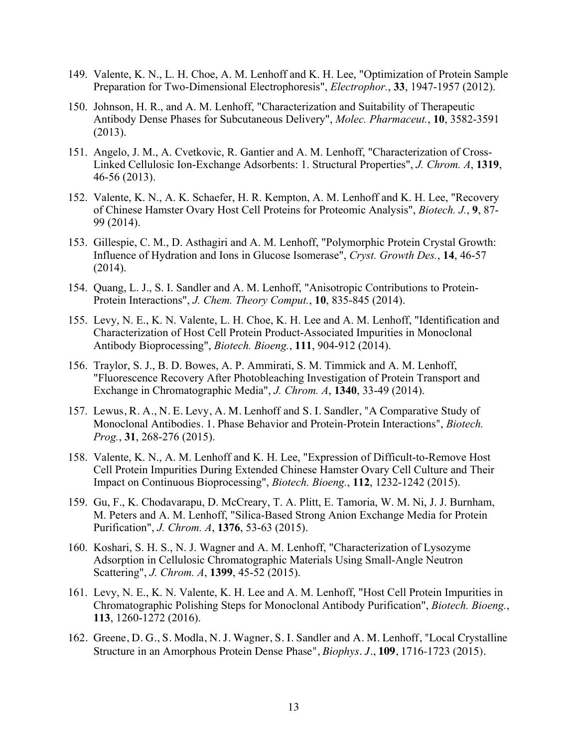149. Valente, K. N., L. H. Choe, A. M. Lenhoff and K. H. Lee, "Optimization of Protein Sample Preparation for Two-Dimensional Electrophoresis", *Electrophor.*, **33**, 1947-1957 (2012).

150. Johnson, H. R., and A. M. Lenhoff, "Characterization and Suitability of Therapeutic Antibody Dense Phases for Subcutaneous Delivery", *Molec. Pharmaceut.*, **10**, 3582-3591 (2013).

151. Angelo, J. M., A. Cvetkovic, R. Gantier and A. M. Lenhoff, "Characterization of Cross-Linked Cellulosic Ion-Exchange Adsorbents: 1. Structural Properties", *J. Chrom. A*, **1319**, 46-56 (2013).

152. Valente, K. N., A. K. Schaefer, H. R. Kempton, A. M. Lenhoff and K. H. Lee, "Recovery of Chinese Hamster Ovary Host Cell Proteins for Proteomic Analysis", *Biotech. J.*, **9**, 87-99 (2014).

153. Gillespie, C. M., D. Asthagiri and A. M. Lenhoff, "Polymorphic Protein Crystal Growth: Influence of Hydration and Ions in Glucose Isomerase", *Cryst. Growth Des.*, **14**, 46-57 (2014).

154. Quang, L. J., S. I. Sandler and A. M. Lenhoff, "Anisotropic Contributions to Protein-Protein Interactions", *J. Chem. Theory Comput.*, **10**, 835-845 (2014).

155. Levy, N. E., K. N. Valente, L. H. Choe, K. H. Lee and A. M. Lenhoff, "Identification and Characterization of Host Cell Protein Product-Associated Impurities in Monoclonal Antibody Bioprocessing", *Biotech. Bioeng.*, **111**, 904-912 (2014).

156. Traylor, S. J., B. D. Bowes, A. P. Ammirati, S. M. Timmick and A. M. Lenhoff, "Fluorescence Recovery After Photobleaching Investigation of Protein Transport and Exchange in Chromatographic Media", *J. Chrom. A*, **1340**, 33-49 (2014).

157. Lewus, R. A., N. E. Levy, A. M. Lenhoff and S. I. Sandler, "A Comparative Study of Monoclonal Antibodies. 1. Phase Behavior and Protein-Protein Interactions", *Biotech. Prog.*, **31**, 268-276 (2015).

158. Valente, K. N., A. M. Lenhoff and K. H. Lee, "Expression of Difficult-to-Remove Host Cell Protein Impurities During Extended Chinese Hamster Ovary Cell Culture and Their Impact on Continuous Bioprocessing", *Biotech. Bioeng.*, **112**, 1232-1242 (2015).

159. Gu, F., K. Chodavarapu, D. McCreary, T. A. Plitt, E. Tamoria, W. M. Ni, J. J. Burnham, M. Peters and A. M. Lenhoff, "Silica-Based Strong Anion Exchange Media for Protein Purification", *J. Chrom. A*, **1376**, 53-63 (2015).

160. Koshari, S. H. S., N. J. Wagner and A. M. Lenhoff, "Characterization of Lysozyme Adsorption in Cellulosic Chromatographic Materials Using Small-Angle Neutron Scattering", *J. Chrom. A*, **1399**, 45-52 (2015).

161. Levy, N. E., K. N. Valente, K. H. Lee and A. M. Lenhoff, "Host Cell Protein Impurities in Chromatographic Polishing Steps for Monoclonal Antibody Purification", *Biotech. Bioeng.*, **113**, 1260-1272 (2016).

162. Greene, D. G., S. Modla, N. J. Wagner, S. I. Sandler and A. M. Lenhoff, "Local Crystalline Structure in an Amorphous Protein Dense Phase", *Biophys. J.*, **109**, 1716-1723 (2015).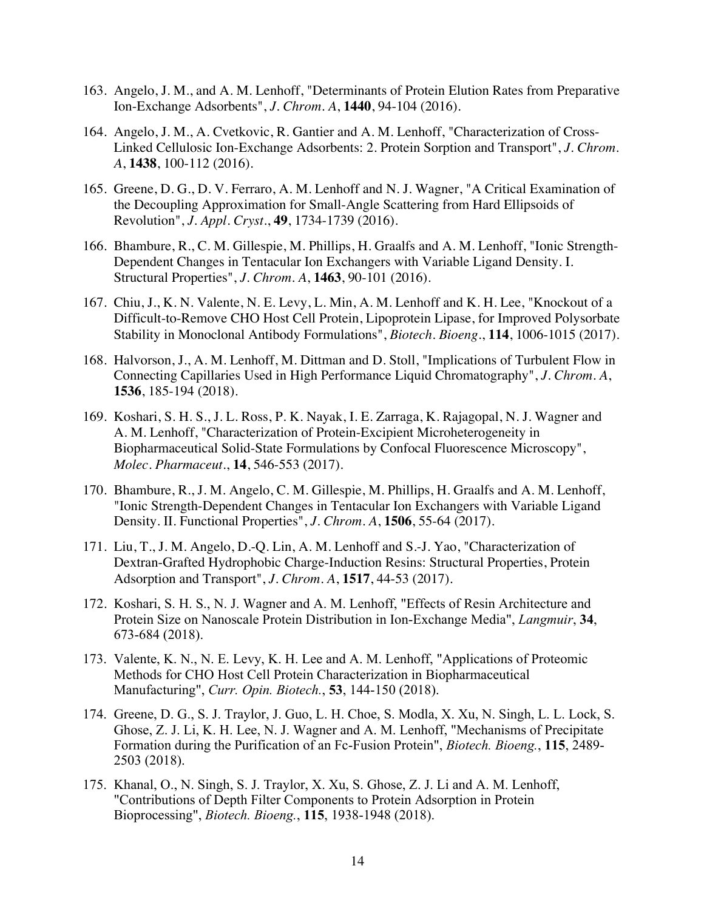163. Angelo, J. M., and A. M. Lenhoff, "Determinants of Protein Elution Rates from Preparative Ion-Exchange Adsorbents", *J. Chrom. A*, **1440**, 94-104 (2016).

164. Angelo, J. M., A. Cvetkovic, R. Gantier and A. M. Lenhoff, "Characterization of Cross-Linked Cellulosic Ion-Exchange Adsorbents: 2. Protein Sorption and Transport", *J. Chrom. A*, **1438**, 100-112 (2016).

165. Greene, D. G., D. V. Ferraro, A. M. Lenhoff and N. J. Wagner, "A Critical Examination of the Decoupling Approximation for Small-Angle Scattering from Hard Ellipsoids of Revolution", *J. Appl. Cryst.*, **49**, 1734-1739 (2016).

166. Bhambure, R., C. M. Gillespie, M. Phillips, H. Graalfs and A. M. Lenhoff, "Ionic Strength-Dependent Changes in Tentacular Ion Exchangers with Variable Ligand Density. I. Structural Properties", *J. Chrom. A*, **1463**, 90-101 (2016).

167. Chiu, J., K. N. Valente, N. E. Levy, L. Min, A. M. Lenhoff and K. H. Lee, "Knockout of a Difficult-to-Remove CHO Host Cell Protein, Lipoprotein Lipase, for Improved Polysorbate Stability in Monoclonal Antibody Formulations", *Biotech. Bioeng.*, **114**, 1006-1015 (2017).

168. Halvorson, J., A. M. Lenhoff, M. Dittman and D. Stoll, "Implications of Turbulent Flow in Connecting Capillaries Used in High Performance Liquid Chromatography", *J. Chrom. A*, **1536**, 185-194 (2018).

169. Koshari, S. H. S., J. L. Ross, P. K. Nayak, I. E. Zarraga, K. Rajagopal, N. J. Wagner and A. M. Lenhoff, "Characterization of Protein-Excipient Microheterogeneity in Biopharmaceutical Solid-State Formulations by Confocal Fluorescence Microscopy", *Molec. Pharmaceut.*, **14**, 546-553 (2017).

170. Bhambure, R., J. M. Angelo, C. M. Gillespie, M. Phillips, H. Graalfs and A. M. Lenhoff, "Ionic Strength-Dependent Changes in Tentacular Ion Exchangers with Variable Ligand Density. II. Functional Properties", *J. Chrom. A*, **1506**, 55-64 (2017).

171. Liu, T., J. M. Angelo, D.-Q. Lin, A. M. Lenhoff and S.-J. Yao, "Characterization of Dextran-Grafted Hydrophobic Charge-Induction Resins: Structural Properties, Protein Adsorption and Transport", *J. Chrom. A*, **1517**, 44-53 (2017).

172. Koshari, S. H. S., N. J. Wagner and A. M. Lenhoff, "Effects of Resin Architecture and Protein Size on Nanoscale Protein Distribution in Ion-Exchange Media", *Langmuir*, **34**, 673-684 (2018).

173. Valente, K. N., N. E. Levy, K. H. Lee and A. M. Lenhoff, "Applications of Proteomic Methods for CHO Host Cell Protein Characterization in Biopharmaceutical Manufacturing", *Curr. Opin. Biotech.*, **53**, 144-150 (2018).

174. Greene, D. G., S. J. Traylor, J. Guo, L. H. Choe, S. Modla, X. Xu, N. Singh, L. L. Lock, S. Ghose, Z. J. Li, K. H. Lee, N. J. Wagner and A. M. Lenhoff, "Mechanisms of Precipitate Formation during the Purification of an Fc-Fusion Protein", *Biotech. Bioeng.*, **115**, 2489-2503 (2018).

175. Khanal, O., N. Singh, S. J. Traylor, X. Xu, S. Ghose, Z. J. Li and A. M. Lenhoff, "Contributions of Depth Filter Components to Protein Adsorption in Protein Bioprocessing", *Biotech. Bioeng.*, **115**, 1938-1948 (2018).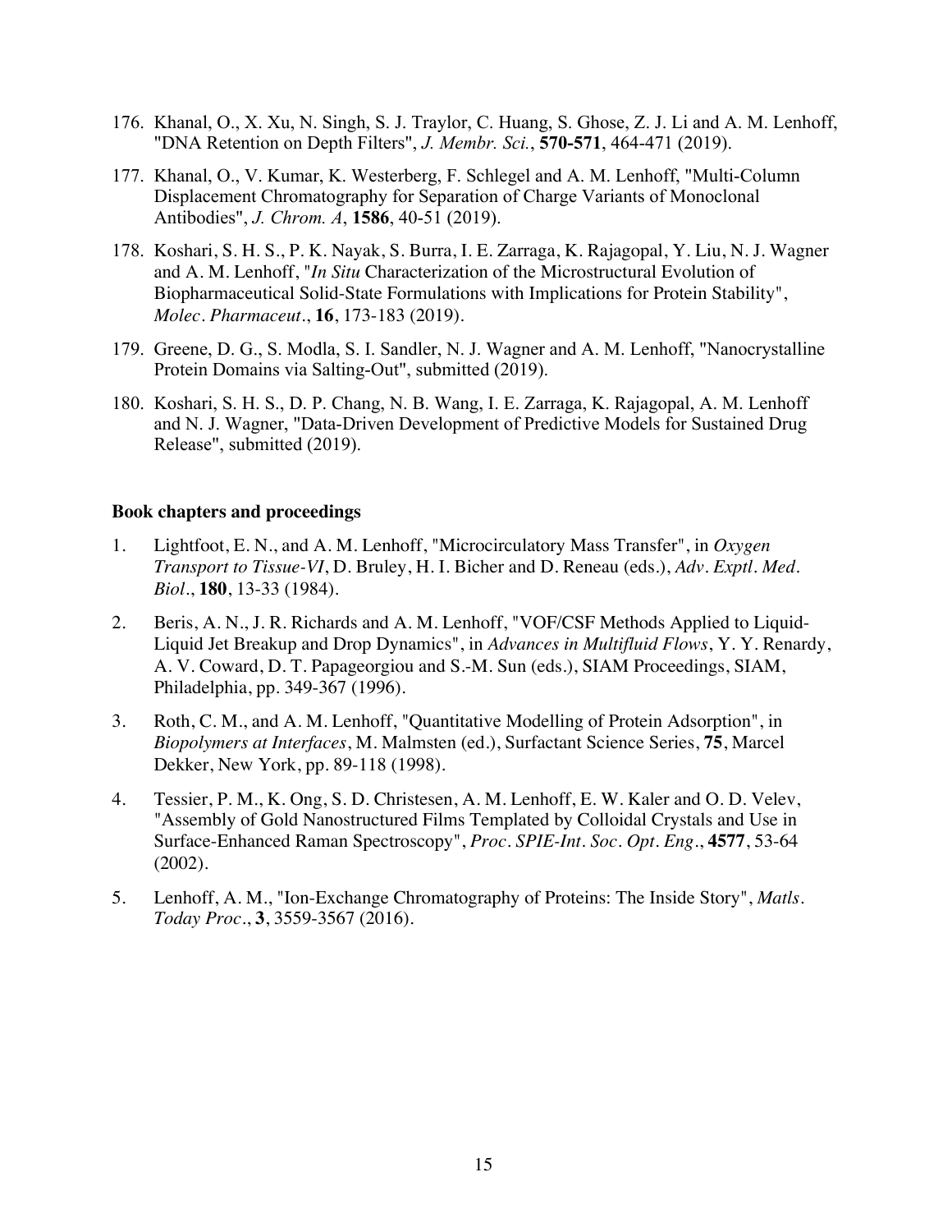176. Khanal, O., X. Xu, N. Singh, S. J. Traylor, C. Huang, S. Ghose, Z. J. Li and A. M. Lenhoff, "DNA Retention on Depth Filters", *J. Membr. Sci.*, **570-571**, 464-471 (2019).

177. Khanal, O., V. Kumar, K. Westerberg, F. Schlegel and A. M. Lenhoff, "Multi-Column Displacement Chromatography for Separation of Charge Variants of Monoclonal Antibodies", *J. Chrom. A*, **1586**, 40-51 (2019).

178. Koshari, S. H. S., P. K. Nayak, S. Burra, I. E. Zarraga, K. Rajagopal, Y. Liu, N. J. Wagner and A. M. Lenhoff, "*In Situ* Characterization of the Microstructural Evolution of Biopharmaceutical Solid-State Formulations with Implications for Protein Stability", *Molec. Pharmaceut.*, **16**, 173-183 (2019).

179. Greene, D. G., S. Modla, S. I. Sandler, N. J. Wagner and A. M. Lenhoff, "Nanocrystalline Protein Domains via Salting-Out", submitted (2019).

180. Koshari, S. H. S., D. P. Chang, N. B. Wang, I. E. Zarraga, K. Rajagopal, A. M. Lenhoff and N. J. Wagner, "Data-Driven Development of Predictive Models for Sustained Drug Release", submitted (2019).

**Book chapters and proceedings**

1. Lightfoot, E. N., and A. M. Lenhoff, "Microcirculatory Mass Transfer", in *Oxygen Transport to Tissue-VI*, D. Bruley, H. I. Bicher and D. Reneau (eds.), *Adv. Exptl. Med. Biol.*, **180**, 13-33 (1984).

2. Beris, A. N., J. R. Richards and A. M. Lenhoff, "VOF/CSF Methods Applied to Liquid-Liquid Jet Breakup and Drop Dynamics", in *Advances in Multifluid Flows*, Y. Y. Renardy, A. V. Coward, D. T. Papageorgiou and S.-M. Sun (eds.), SIAM Proceedings, SIAM, Philadelphia, pp. 349-367 (1996).

3. Roth, C. M., and A. M. Lenhoff, "Quantitative Modelling of Protein Adsorption", in *Biopolymers at Interfaces*, M. Malmsten (ed.), Surfactant Science Series, **75**, Marcel Dekker, New York, pp. 89-118 (1998).

4. Tessier, P. M., K. Ong, S. D. Christesen, A. M. Lenhoff, E. W. Kaler and O. D. Velev, "Assembly of Gold Nanostructured Films Templated by Colloidal Crystals and Use in Surface-Enhanced Raman Spectroscopy", *Proc. SPIE-Int. Soc. Opt. Eng.*, **4577**, 53-64 (2002).

5. Lenhoff, A. M., "Ion-Exchange Chromatography of Proteins: The Inside Story", *Matls. Today Proc.*, **3**, 3559-3567 (2016).